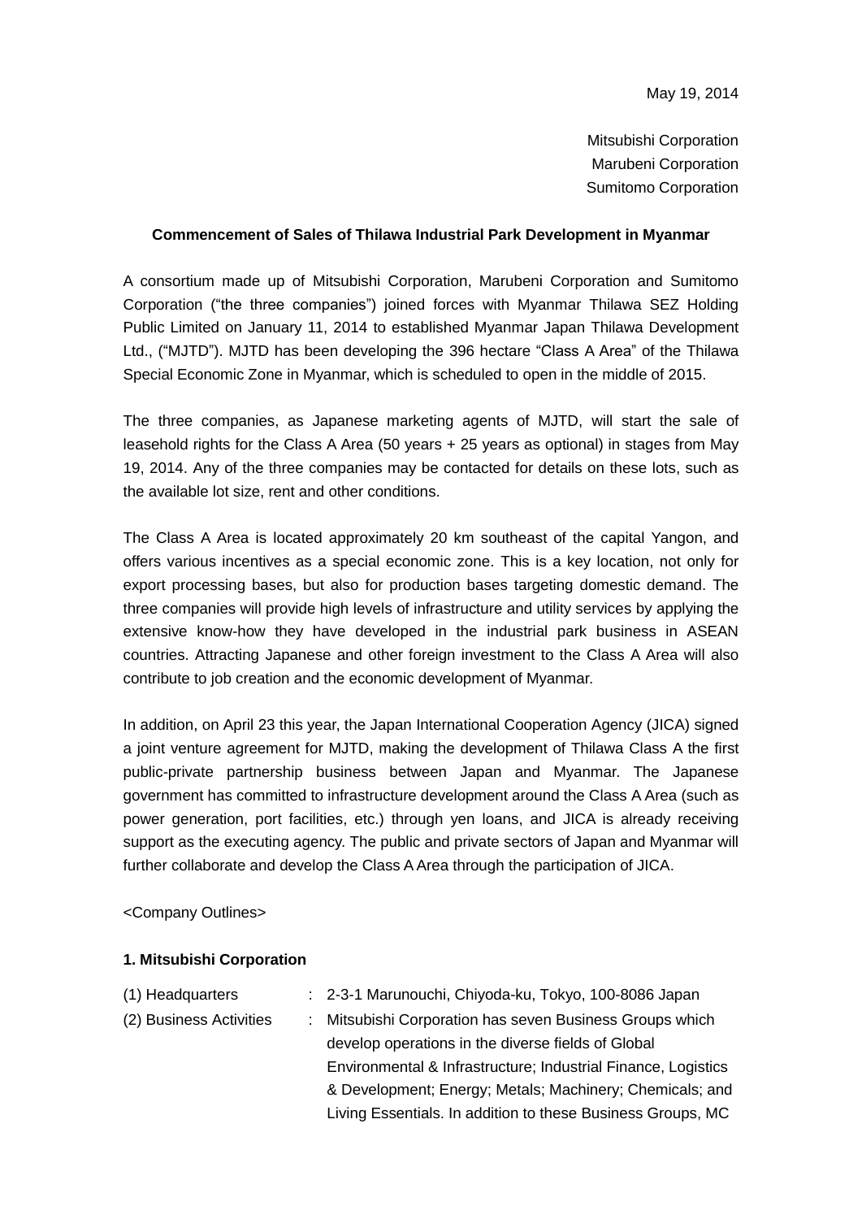May 19, 2014

Mitsubishi Corporation
Marubeni Corporation
Sumitomo Corporation

**Commencement of Sales of Thilawa Industrial Park Development in Myanmar**

A consortium made up of Mitsubishi Corporation, Marubeni Corporation and Sumitomo Corporation ("the three companies") joined forces with Myanmar Thilawa SEZ Holding Public Limited on January 11, 2014 to established Myanmar Japan Thilawa Development Ltd., ("MJTD"). MJTD has been developing the 396 hectare "Class A Area" of the Thilawa Special Economic Zone in Myanmar, which is scheduled to open in the middle of 2015.

The three companies, as Japanese marketing agents of MJTD, will start the sale of leasehold rights for the Class A Area (50 years + 25 years as optional) in stages from May 19, 2014. Any of the three companies may be contacted for details on these lots, such as the available lot size, rent and other conditions.

The Class A Area is located approximately 20 km southeast of the capital Yangon, and offers various incentives as a special economic zone. This is a key location, not only for export processing bases, but also for production bases targeting domestic demand. The three companies will provide high levels of infrastructure and utility services by applying the extensive know-how they have developed in the industrial park business in ASEAN countries. Attracting Japanese and other foreign investment to the Class A Area will also contribute to job creation and the economic development of Myanmar.

In addition, on April 23 this year, the Japan International Cooperation Agency (JICA) signed a joint venture agreement for MJTD, making the development of Thilawa Class A the first public-private partnership business between Japan and Myanmar. The Japanese government has committed to infrastructure development around the Class A Area (such as power generation, port facilities, etc.) through yen loans, and JICA is already receiving support as the executing agency. The public and private sectors of Japan and Myanmar will further collaborate and develop the Class A Area through the participation of JICA.

<Company Outlines>

**1. Mitsubishi Corporation**

| | | |
|---|---|---|
| (1) Headquarters | : | 2-3-1 Marunouchi, Chiyoda-ku, Tokyo, 100-8086 Japan |
| (2) Business Activities | : | Mitsubishi Corporation has seven Business Groups which develop operations in the diverse fields of Global Environmental & Infrastructure; Industrial Finance, Logistics & Development; Energy; Metals; Machinery; Chemicals; and Living Essentials. In addition to these Business Groups, MC |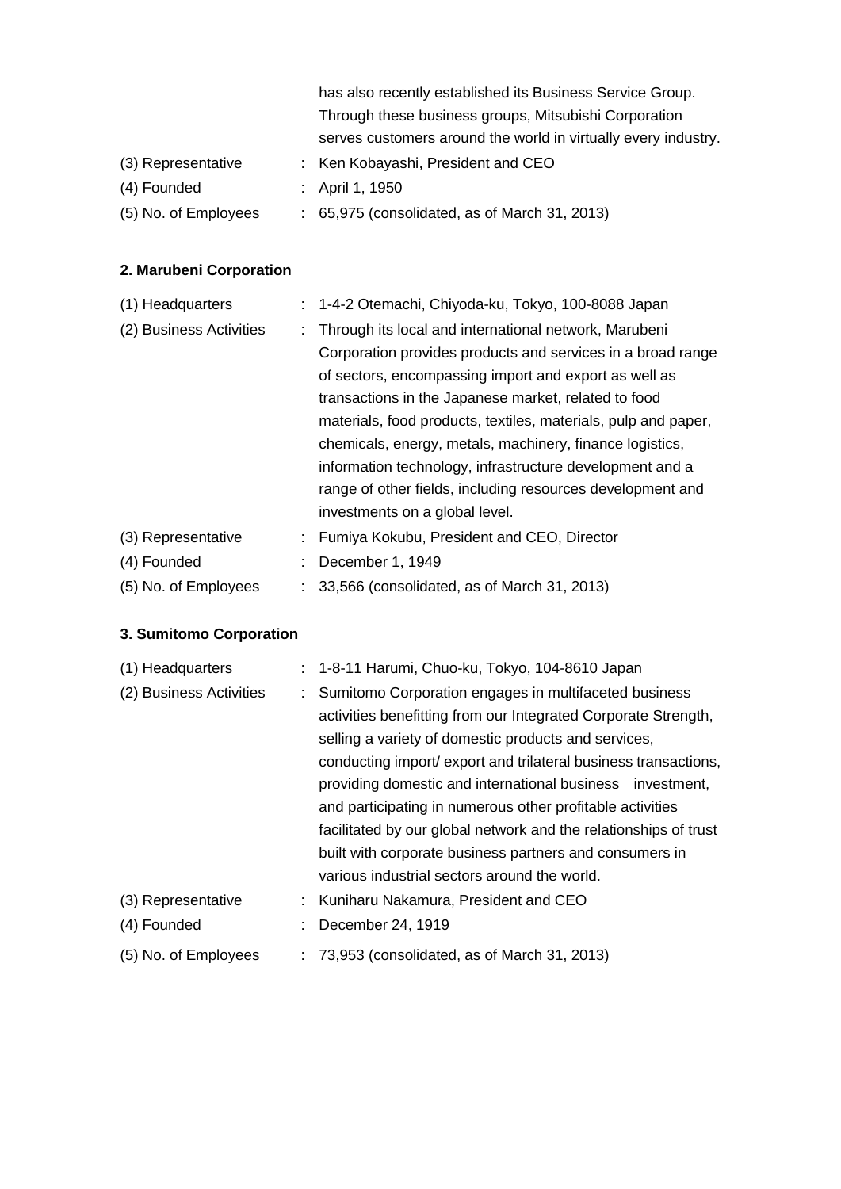has also recently established its Business Service Group. Through these business groups, Mitsubishi Corporation serves customers around the world in virtually every industry.

(3) Representative : Ken Kobayashi, President and CEO

(4) Founded : April 1, 1950

(5) No. of Employees : 65,975 (consolidated, as of March 31, 2013)

**2. Marubeni Corporation**

(1) Headquarters : 1-4-2 Otemachi, Chiyoda-ku, Tokyo, 100-8088 Japan

(2) Business Activities : Through its local and international network, Marubeni Corporation provides products and services in a broad range of sectors, encompassing import and export as well as transactions in the Japanese market, related to food materials, food products, textiles, materials, pulp and paper, chemicals, energy, metals, machinery, finance logistics, information technology, infrastructure development and a range of other fields, including resources development and investments on a global level.

(3) Representative : Fumiya Kokubu, President and CEO, Director

(4) Founded : December 1, 1949

(5) No. of Employees : 33,566 (consolidated, as of March 31, 2013)

**3. Sumitomo Corporation**

(1) Headquarters : 1-8-11 Harumi, Chuo-ku, Tokyo, 104-8610 Japan

(2) Business Activities : Sumitomo Corporation engages in multifaceted business activities benefitting from our Integrated Corporate Strength, selling a variety of domestic products and services, conducting import/ export and trilateral business transactions, providing domestic and international business investment, and participating in numerous other profitable activities facilitated by our global network and the relationships of trust built with corporate business partners and consumers in various industrial sectors around the world.

(3) Representative : Kuniharu Nakamura, President and CEO

(4) Founded : December 24, 1919

(5) No. of Employees : 73,953 (consolidated, as of March 31, 2013)